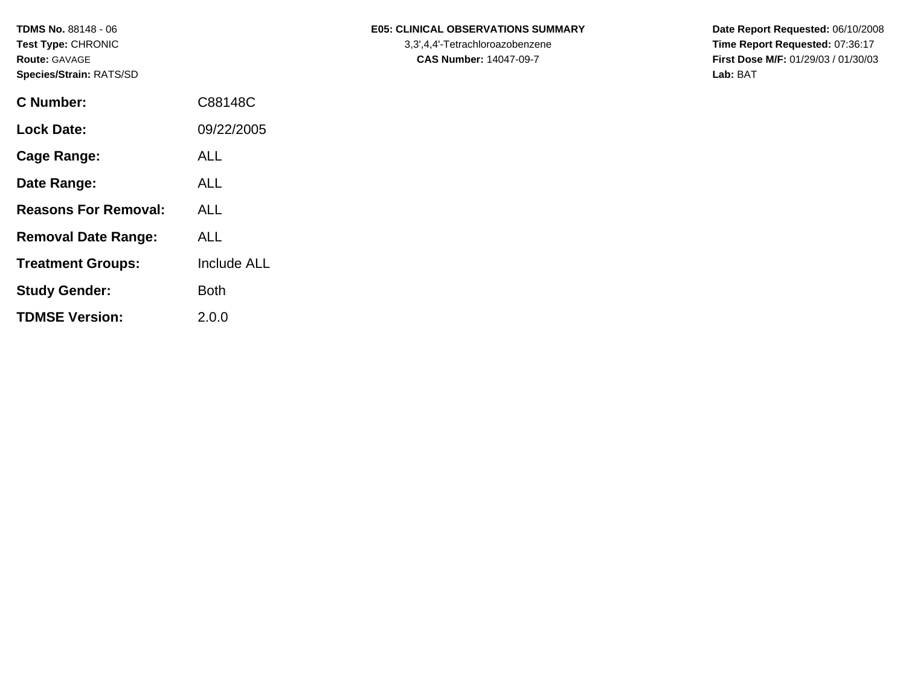**TDMS No.** 88148 - 06
**Test Type:** CHRONIC
**Route:** GAVAGE
**Species/Strain:** RATS/SD

**E05: CLINICAL OBSERVATIONS SUMMARY**
3,3',4,4'-Tetrachloroazobenzene
**CAS Number:** 14047-09-7

**Date Report Requested:** 06/10/2008
**Time Report Requested:** 07:36:17
**First Dose M/F:** 01/29/03 / 01/30/03
**Lab:** BAT

| | |
|---|---|
| **C Number:** | C88148C |
| **Lock Date:** | 09/22/2005 |
| **Cage Range:** | ALL |
| **Date Range:** | ALL |
| **Reasons For Removal:** | ALL |
| **Removal Date Range:** | ALL |
| **Treatment Groups:** | Include ALL |
| **Study Gender:** | Both |
| **TDMSE Version:** | 2.0.0 |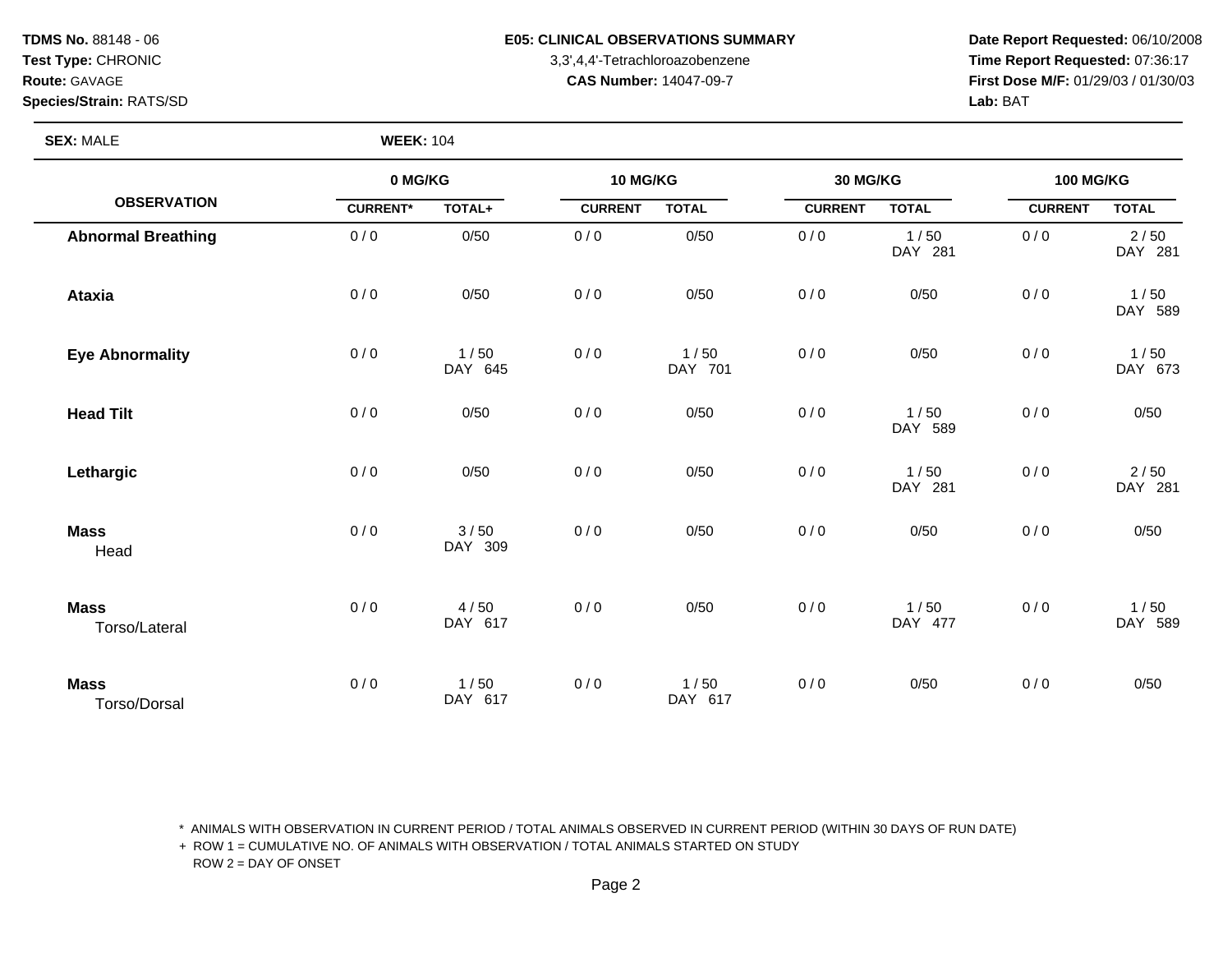**TDMS No.** 88148 - 06
**Test Type:** CHRONIC
**Route:** GAVAGE
**Species/Strain:** RATS/SD

**E05: CLINICAL OBSERVATIONS SUMMARY**
3,3',4,4'-Tetrachloroazobenzene
**CAS Number:** 14047-09-7

**Date Report Requested:** 06/10/2008
**Time Report Requested:** 07:36:17
**First Dose M/F:** 01/29/03 / 01/30/03
**Lab:** BAT

**SEX:** MALE **WEEK:** 104

| OBSERVATION | 0 MG/KG | | 10 MG/KG | | 30 MG/KG | | 100 MG/KG | |
|---|---|---|---|---|---|---|---|---|
| | CURRENT* | TOTAL+ | CURRENT | TOTAL | CURRENT | TOTAL | CURRENT | TOTAL |
| **Abnormal Breathing** | 0 / 0 | 0/50 | 0 / 0 | 0/50 | 0 / 0 | 1 / 50 DAY 281 | 0 / 0 | 2 / 50 DAY 281 |
| **Ataxia** | 0 / 0 | 0/50 | 0 / 0 | 0/50 | 0 / 0 | 0/50 | 0 / 0 | 1 / 50 DAY 589 |
| **Eye Abnormality** | 0 / 0 | 1 / 50 DAY 645 | 0 / 0 | 1 / 50 DAY 701 | 0 / 0 | 0/50 | 0 / 0 | 1 / 50 DAY 673 |
| **Head Tilt** | 0 / 0 | 0/50 | 0 / 0 | 0/50 | 0 / 0 | 1 / 50 DAY 589 | 0 / 0 | 0/50 |
| **Lethargic** | 0 / 0 | 0/50 | 0 / 0 | 0/50 | 0 / 0 | 1 / 50 DAY 281 | 0 / 0 | 2 / 50 DAY 281 |
| **Mass** Head | 0 / 0 | 3 / 50 DAY 309 | 0 / 0 | 0/50 | 0 / 0 | 0/50 | 0 / 0 | 0/50 |
| **Mass** Torso/Lateral | 0 / 0 | 4 / 50 DAY 617 | 0 / 0 | 0/50 | 0 / 0 | 1 / 50 DAY 477 | 0 / 0 | 1 / 50 DAY 589 |
| **Mass** Torso/Dorsal | 0 / 0 | 1 / 50 DAY 617 | 0 / 0 | 1 / 50 DAY 617 | 0 / 0 | 0/50 | 0 / 0 | 0/50 |

\* ANIMALS WITH OBSERVATION IN CURRENT PERIOD / TOTAL ANIMALS OBSERVED IN CURRENT PERIOD (WITHIN 30 DAYS OF RUN DATE)
+ ROW 1 = CUMULATIVE NO. OF ANIMALS WITH OBSERVATION / TOTAL ANIMALS STARTED ON STUDY
ROW 2 = DAY OF ONSET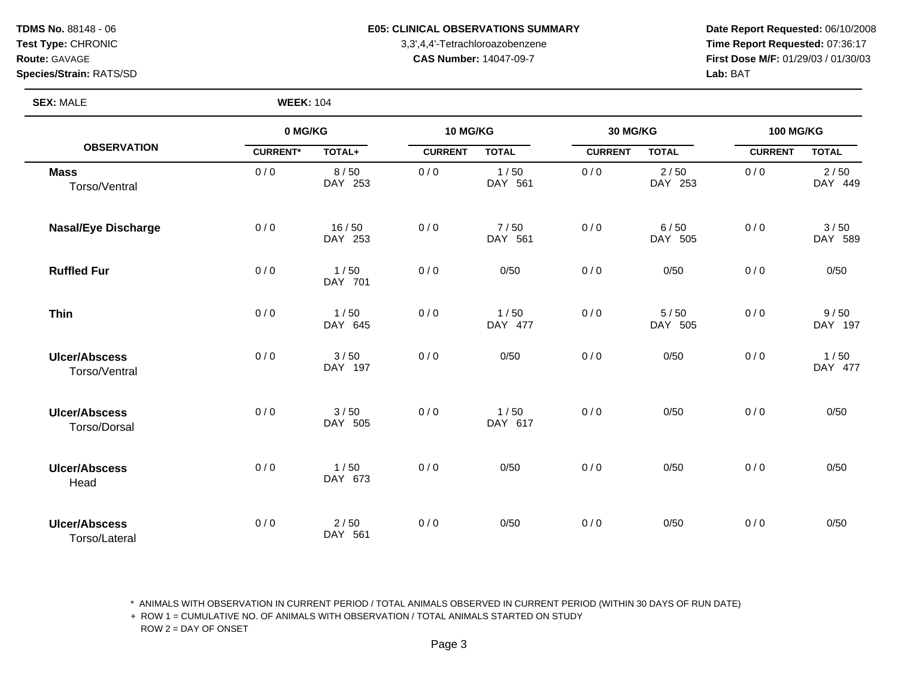**TDMS No.** 88148 - 06
**Test Type:** CHRONIC
**Route:** GAVAGE
**Species/Strain:** RATS/SD

**E05: CLINICAL OBSERVATIONS SUMMARY**
3,3',4,4'-Tetrachloroazobenzene
**CAS Number:** 14047-09-7

**Date Report Requested:** 06/10/2008
**Time Report Requested:** 07:36:17
**First Dose M/F:** 01/29/03 / 01/30/03
**Lab:** BAT

**SEX:** MALE **WEEK:** 104

| OBSERVATION | 0 MG/KG | | 10 MG/KG | | 30 MG/KG | | 100 MG/KG | |
|---|---|---|---|---|---|---|---|---|
| | CURRENT* | TOTAL+ | CURRENT | TOTAL | CURRENT | TOTAL | CURRENT | TOTAL |
| **Mass** Torso/Ventral | 0 / 0 | 8 / 50 DAY 253 | 0 / 0 | 1 / 50 DAY 561 | 0 / 0 | 2 / 50 DAY 253 | 0 / 0 | 2 / 50 DAY 449 |
| **Nasal/Eye Discharge** | 0 / 0 | 16 / 50 DAY 253 | 0 / 0 | 7 / 50 DAY 561 | 0 / 0 | 6 / 50 DAY 505 | 0 / 0 | 3 / 50 DAY 589 |
| **Ruffled Fur** | 0 / 0 | 1 / 50 DAY 701 | 0 / 0 | 0/50 | 0 / 0 | 0/50 | 0 / 0 | 0/50 |
| **Thin** | 0 / 0 | 1 / 50 DAY 645 | 0 / 0 | 1 / 50 DAY 477 | 0 / 0 | 5 / 50 DAY 505 | 0 / 0 | 9 / 50 DAY 197 |
| **Ulcer/Abscess** Torso/Ventral | 0 / 0 | 3 / 50 DAY 197 | 0 / 0 | 0/50 | 0 / 0 | 0/50 | 0 / 0 | 1 / 50 DAY 477 |
| **Ulcer/Abscess** Torso/Dorsal | 0 / 0 | 3 / 50 DAY 505 | 0 / 0 | 1 / 50 DAY 617 | 0 / 0 | 0/50 | 0 / 0 | 0/50 |
| **Ulcer/Abscess** Head | 0 / 0 | 1 / 50 DAY 673 | 0 / 0 | 0/50 | 0 / 0 | 0/50 | 0 / 0 | 0/50 |
| **Ulcer/Abscess** Torso/Lateral | 0 / 0 | 2 / 50 DAY 561 | 0 / 0 | 0/50 | 0 / 0 | 0/50 | 0 / 0 | 0/50 |

\* ANIMALS WITH OBSERVATION IN CURRENT PERIOD / TOTAL ANIMALS OBSERVED IN CURRENT PERIOD (WITHIN 30 DAYS OF RUN DATE)
+ ROW 1 = CUMULATIVE NO. OF ANIMALS WITH OBSERVATION / TOTAL ANIMALS STARTED ON STUDY
ROW 2 = DAY OF ONSET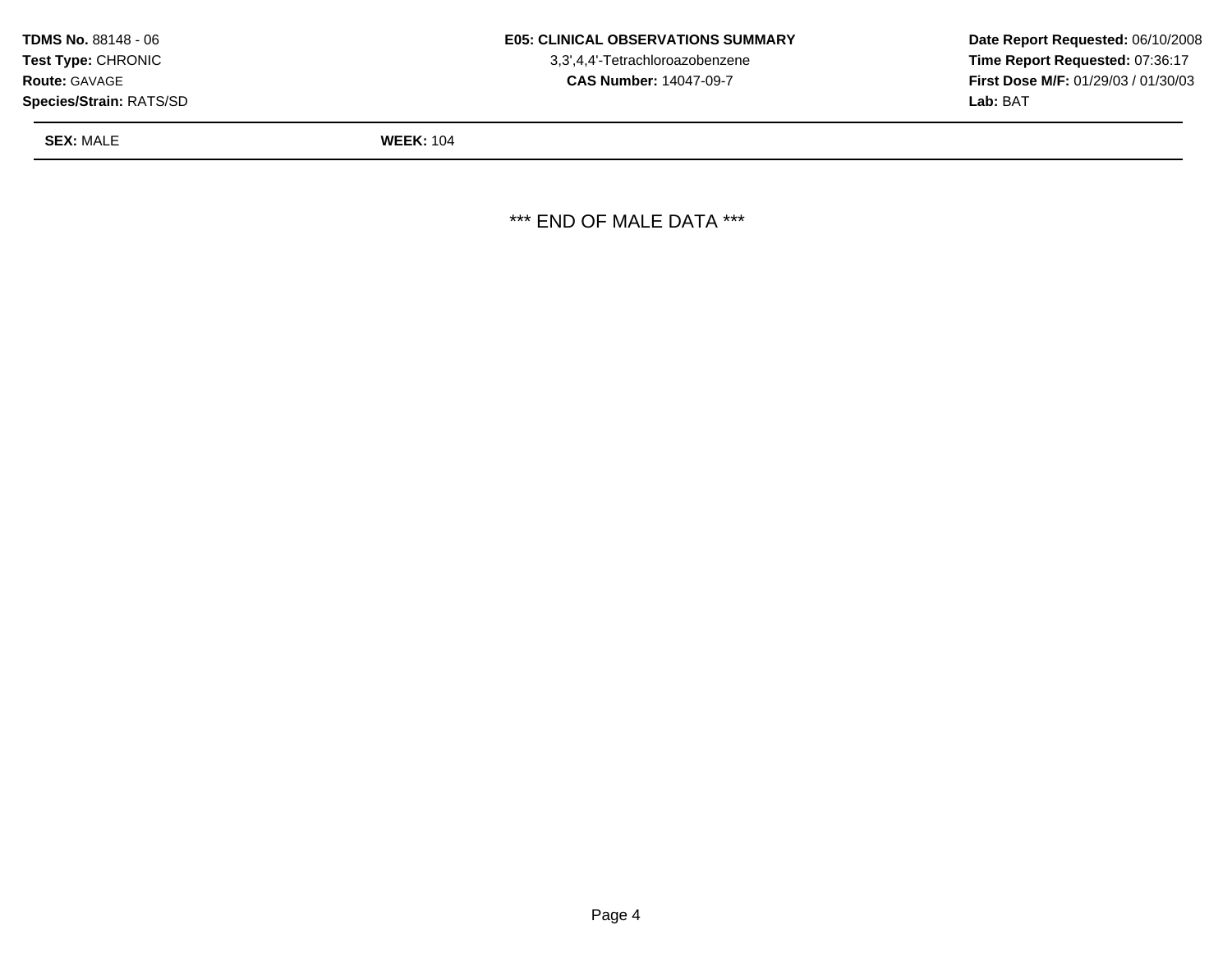**TDMS No.** 88148 - 06
**Test Type:** CHRONIC
**Route:** GAVAGE
**Species/Strain:** RATS/SD

**E05: CLINICAL OBSERVATIONS SUMMARY**
3,3',4,4'-Tetrachloroazobenzene
**CAS Number:** 14047-09-7

**Date Report Requested:** 06/10/2008
**Time Report Requested:** 07:36:17
**First Dose M/F:** 01/29/03 / 01/30/03
**Lab:** BAT

**SEX:** MALE **WEEK:** 104

*** END OF MALE DATA ***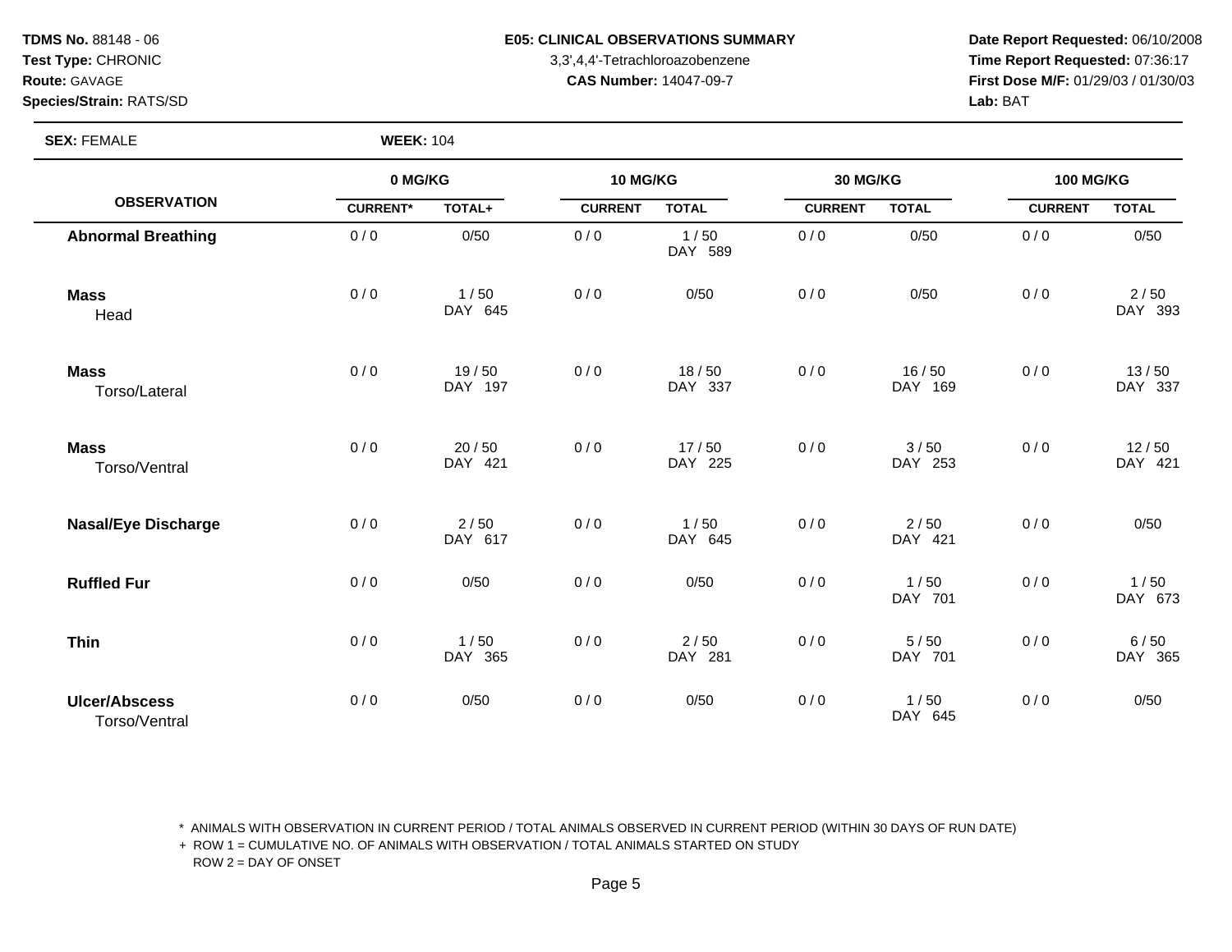**TDMS No.** 88148 - 06
**Test Type:** CHRONIC
**Route:** GAVAGE
**Species/Strain:** RATS/SD

**E05: CLINICAL OBSERVATIONS SUMMARY**
3,3',4,4'-Tetrachloroazobenzene
**CAS Number:** 14047-09-7

**Date Report Requested:** 06/10/2008
**Time Report Requested:** 07:36:17
**First Dose M/F:** 01/29/03 / 01/30/03
**Lab:** BAT

**SEX:** FEMALE **WEEK:** 104

| OBSERVATION | 0 MG/KG | | 10 MG/KG | | 30 MG/KG | | 100 MG/KG | |
|---|---|---|---|---|---|---|---|---|
| | CURRENT* | TOTAL+ | CURRENT | TOTAL | CURRENT | TOTAL | CURRENT | TOTAL |
| **Abnormal Breathing** | 0 / 0 | 0/50 | 0 / 0 | 1 / 50<br>DAY 589 | 0 / 0 | 0/50 | 0 / 0 | 0/50 |
| **Mass**<br>Head | 0 / 0 | 1 / 50<br>DAY 645 | 0 / 0 | 0/50 | 0 / 0 | 0/50 | 0 / 0 | 2 / 50<br>DAY 393 |
| **Mass**<br>Torso/Lateral | 0 / 0 | 19 / 50<br>DAY 197 | 0 / 0 | 18 / 50<br>DAY 337 | 0 / 0 | 16 / 50<br>DAY 169 | 0 / 0 | 13 / 50<br>DAY 337 |
| **Mass**<br>Torso/Ventral | 0 / 0 | 20 / 50<br>DAY 421 | 0 / 0 | 17 / 50<br>DAY 225 | 0 / 0 | 3 / 50<br>DAY 253 | 0 / 0 | 12 / 50<br>DAY 421 |
| **Nasal/Eye Discharge** | 0 / 0 | 2 / 50<br>DAY 617 | 0 / 0 | 1 / 50<br>DAY 645 | 0 / 0 | 2 / 50<br>DAY 421 | 0 / 0 | 0/50 |
| **Ruffled Fur** | 0 / 0 | 0/50 | 0 / 0 | 0/50 | 0 / 0 | 1 / 50<br>DAY 701 | 0 / 0 | 1 / 50<br>DAY 673 |
| **Thin** | 0 / 0 | 1 / 50<br>DAY 365 | 0 / 0 | 2 / 50<br>DAY 281 | 0 / 0 | 5 / 50<br>DAY 701 | 0 / 0 | 6 / 50<br>DAY 365 |
| **Ulcer/Abscess**<br>Torso/Ventral | 0 / 0 | 0/50 | 0 / 0 | 0/50 | 0 / 0 | 1 / 50<br>DAY 645 | 0 / 0 | 0/50 |

\* ANIMALS WITH OBSERVATION IN CURRENT PERIOD / TOTAL ANIMALS OBSERVED IN CURRENT PERIOD (WITHIN 30 DAYS OF RUN DATE)
\+ ROW 1 = CUMULATIVE NO. OF ANIMALS WITH OBSERVATION / TOTAL ANIMALS STARTED ON STUDY
ROW 2 = DAY OF ONSET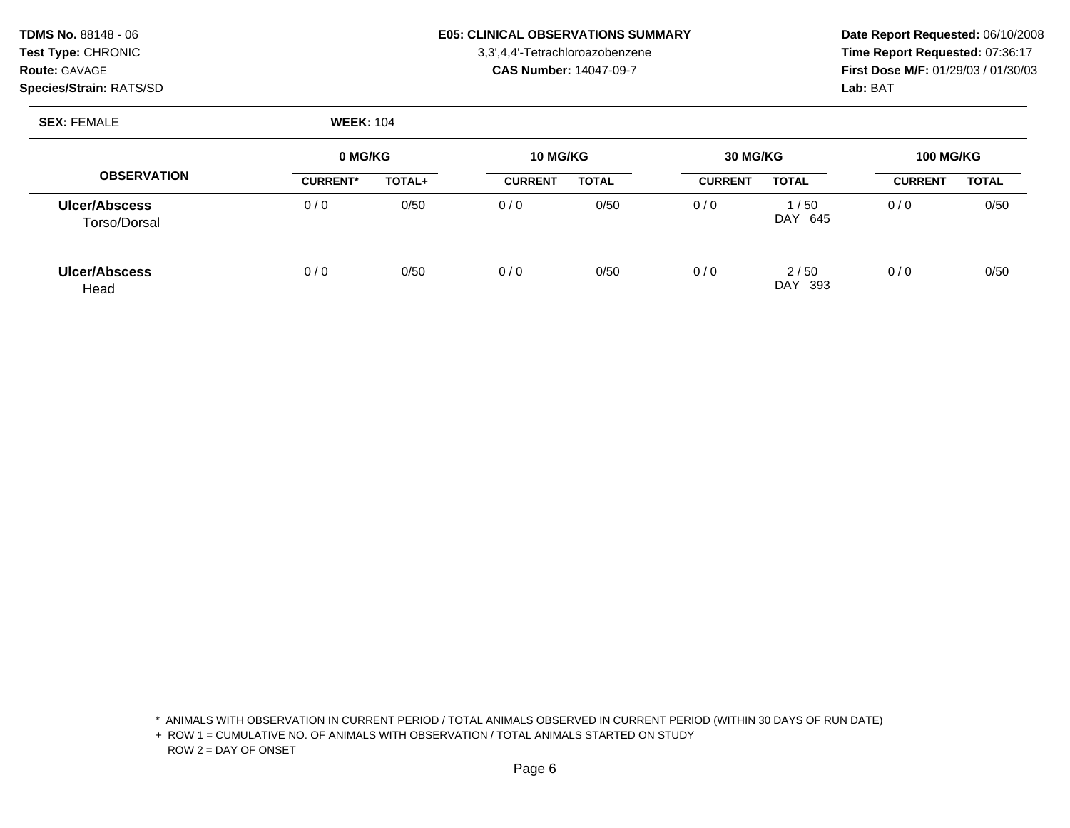**TDMS No.** 88148 - 06
**Test Type:** CHRONIC
**Route:** GAVAGE
**Species/Strain:** RATS/SD

**E05: CLINICAL OBSERVATIONS SUMMARY**
3,3',4,4'-Tetrachloroazobenzene
**CAS Number:** 14047-09-7

**Date Report Requested:** 06/10/2008
**Time Report Requested:** 07:36:17
**First Dose M/F:** 01/29/03 / 01/30/03
**Lab:** BAT

**SEX:** FEMALE **WEEK:** 104

| OBSERVATION | 0 MG/KG | | 10 MG/KG | | 30 MG/KG | | 100 MG/KG | |
|---|---|---|---|---|---|---|---|---|
| | CURRENT* | TOTAL+ | CURRENT | TOTAL | CURRENT | TOTAL | CURRENT | TOTAL |
| **Ulcer/Abscess** Torso/Dorsal | 0 / 0 | 0/50 | 0 / 0 | 0/50 | 0 / 0 | 1 / 50 DAY 645 | 0 / 0 | 0/50 |
| **Ulcer/Abscess** Head | 0 / 0 | 0/50 | 0 / 0 | 0/50 | 0 / 0 | 2 / 50 DAY 393 | 0 / 0 | 0/50 |

\* ANIMALS WITH OBSERVATION IN CURRENT PERIOD / TOTAL ANIMALS OBSERVED IN CURRENT PERIOD (WITHIN 30 DAYS OF RUN DATE)
+ ROW 1 = CUMULATIVE NO. OF ANIMALS WITH OBSERVATION / TOTAL ANIMALS STARTED ON STUDY
ROW 2 = DAY OF ONSET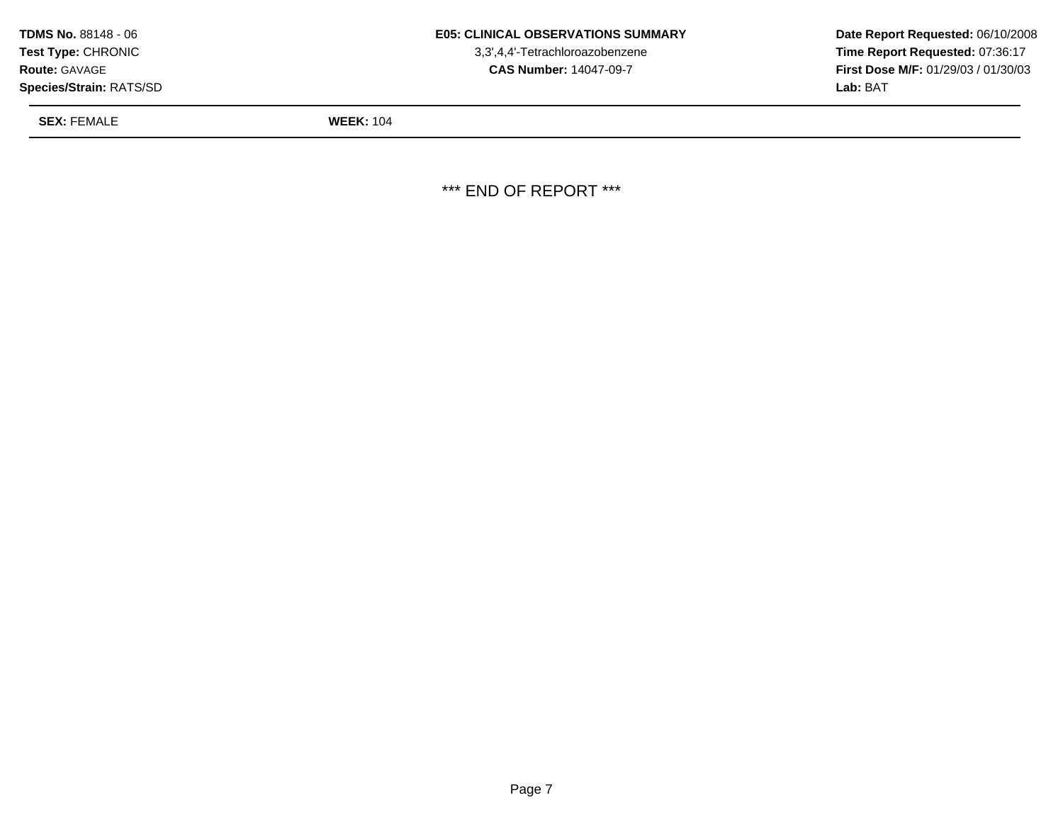**TDMS No.** 88148 - 06
**Test Type:** CHRONIC
**Route:** GAVAGE
**Species/Strain:** RATS/SD

**E05: CLINICAL OBSERVATIONS SUMMARY**
3,3',4,4'-Tetrachloroazobenzene
**CAS Number:** 14047-09-7

**Date Report Requested:** 06/10/2008
**Time Report Requested:** 07:36:17
**First Dose M/F:** 01/29/03 / 01/30/03
**Lab:** BAT

**SEX:** FEMALE **WEEK:** 104

*** END OF REPORT ***